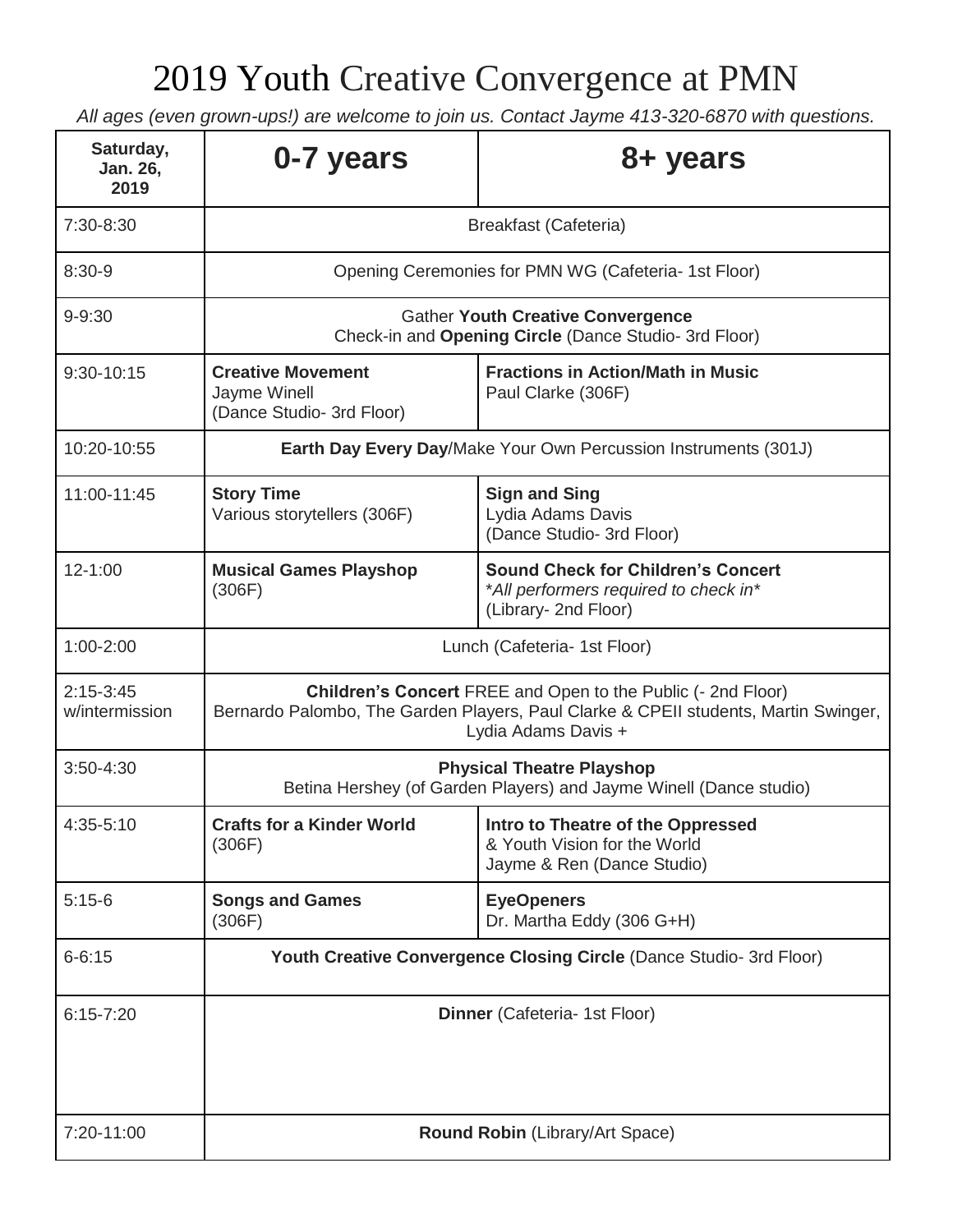# 2019 Youth Creative Convergence at PMN

*All ages (even grown-ups!) are welcome to join us. Contact Jayme 413-320-6870 with questions.*

| **Saturday, Jan. 26, 2019** | **0-7 years** | **8+ years** |
|---|---|---|
| 7:30-8:30 | Breakfast (Cafeteria) | |
| 8:30-9 | Opening Ceremonies for PMN WG (Cafeteria- 1st Floor) | |
| 9-9:30 | Gather **Youth Creative Convergence** Check-in and **Opening Circle** (Dance Studio- 3rd Floor) | |
| 9:30-10:15 | **Creative Movement** Jayme Winell (Dance Studio- 3rd Floor) | **Fractions in Action/Math in Music** Paul Clarke (306F) |
| 10:20-10:55 | **Earth Day Every Day**/Make Your Own Percussion Instruments (301J) | |
| 11:00-11:45 | **Story Time** Various storytellers (306F) | **Sign and Sing** Lydia Adams Davis (Dance Studio- 3rd Floor) |
| 12-1:00 | **Musical Games Playshop** (306F) | **Sound Check for Children's Concert** *\*All performers required to check in\** (Library- 2nd Floor) |
| 1:00-2:00 | Lunch (Cafeteria- 1st Floor) | |
| 2:15-3:45 w/intermission | **Children's Concert** FREE and Open to the Public (- 2nd Floor) Bernardo Palombo, The Garden Players, Paul Clarke & CPEII students, Martin Swinger, Lydia Adams Davis + | |
| 3:50-4:30 | **Physical Theatre Playshop** Betina Hershey (of Garden Players) and Jayme Winell (Dance studio) | |
| 4:35-5:10 | **Crafts for a Kinder World** (306F) | **Intro to Theatre of the Oppressed** & Youth Vision for the World Jayme & Ren (Dance Studio) |
| 5:15-6 | **Songs and Games** (306F) | **EyeOpeners** Dr. Martha Eddy (306 G+H) |
| 6-6:15 | **Youth Creative Convergence Closing Circle** (Dance Studio- 3rd Floor) | |
| 6:15-7:20 | **Dinner** (Cafeteria- 1st Floor) | |
| 7:20-11:00 | **Round Robin** (Library/Art Space) | |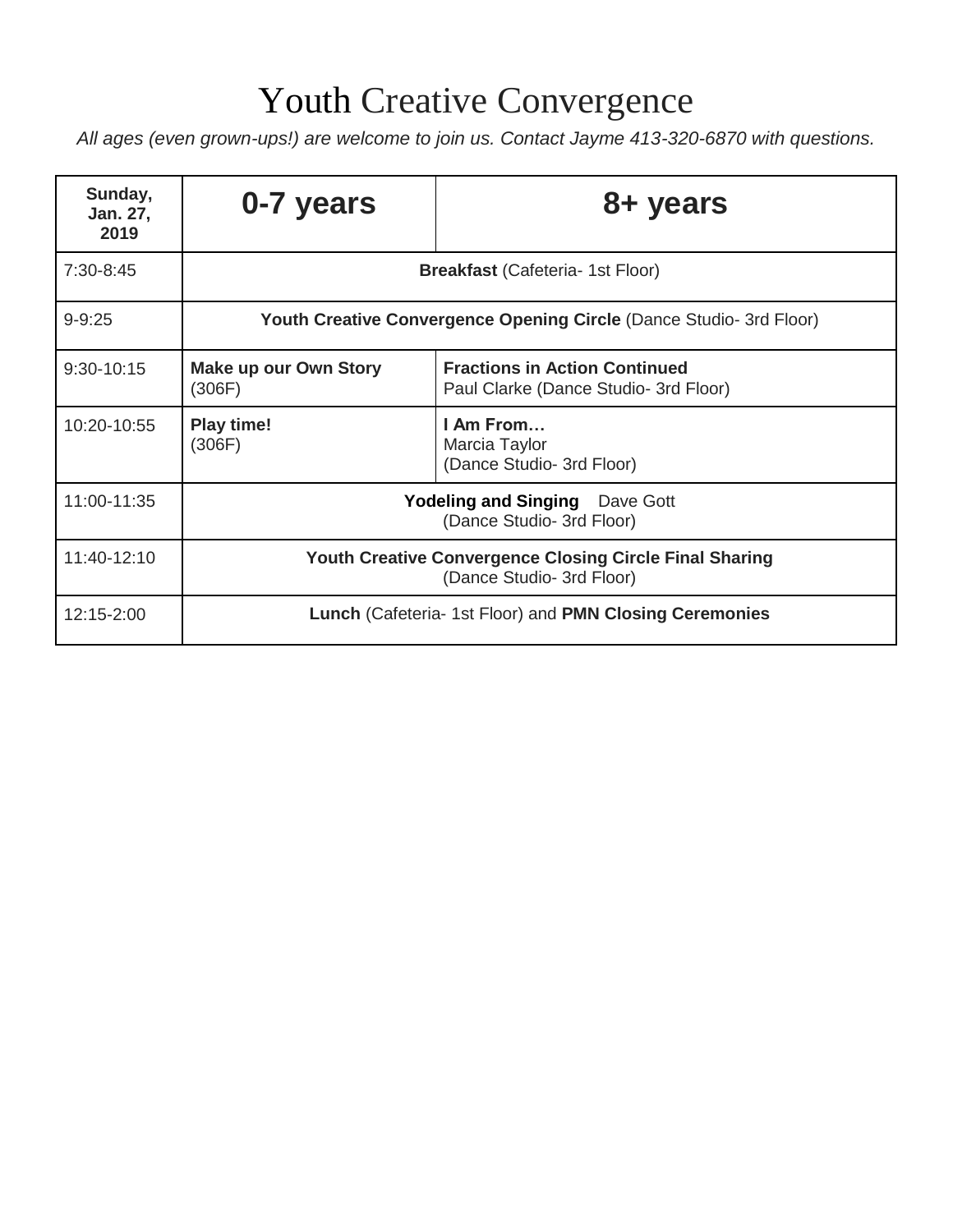# Youth Creative Convergence

*All ages (even grown-ups!) are welcome to join us. Contact Jayme 413-320-6870 with questions.*

| **Sunday, Jan. 27, 2019** | **0-7 years** | **8+ years** |
|---|---|---|
| 7:30-8:45 | **Breakfast** (Cafeteria- 1st Floor) | |
| 9-9:25 | **Youth Creative Convergence Opening Circle** (Dance Studio- 3rd Floor) | |
| 9:30-10:15 | **Make up our Own Story** (306F) | **Fractions in Action Continued** Paul Clarke (Dance Studio- 3rd Floor) |
| 10:20-10:55 | **Play time!** (306F) | **I Am From…** Marcia Taylor (Dance Studio- 3rd Floor) |
| 11:00-11:35 | **Yodeling and Singing** Dave Gott (Dance Studio- 3rd Floor) | |
| 11:40-12:10 | **Youth Creative Convergence Closing Circle Final Sharing** (Dance Studio- 3rd Floor) | |
| 12:15-2:00 | **Lunch** (Cafeteria- 1st Floor) and **PMN Closing Ceremonies** | |